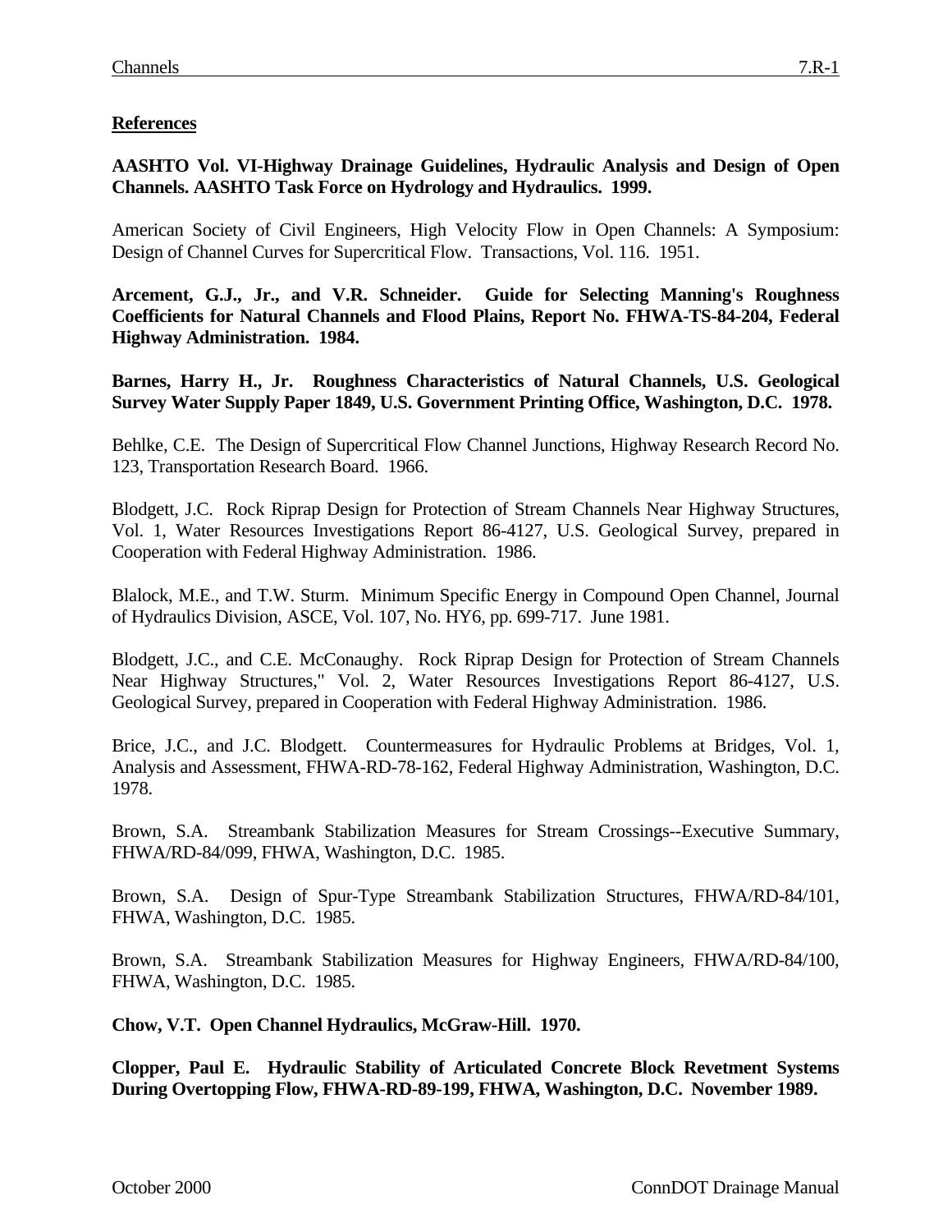## References

**AASHTO Vol. VI-Highway Drainage Guidelines, Hydraulic Analysis and Design of Open Channels. AASHTO Task Force on Hydrology and Hydraulics. 1999.**

American Society of Civil Engineers, High Velocity Flow in Open Channels: A Symposium: Design of Channel Curves for Supercritical Flow. Transactions, Vol. 116. 1951.

**Arcement, G.J., Jr., and V.R. Schneider. Guide for Selecting Manning's Roughness Coefficients for Natural Channels and Flood Plains, Report No. FHWA-TS-84-204, Federal Highway Administration. 1984.**

**Barnes, Harry H., Jr. Roughness Characteristics of Natural Channels, U.S. Geological Survey Water Supply Paper 1849, U.S. Government Printing Office, Washington, D.C. 1978.**

Behlke, C.E. The Design of Supercritical Flow Channel Junctions, Highway Research Record No. 123, Transportation Research Board. 1966.

Blodgett, J.C. Rock Riprap Design for Protection of Stream Channels Near Highway Structures, Vol. 1, Water Resources Investigations Report 86-4127, U.S. Geological Survey, prepared in Cooperation with Federal Highway Administration. 1986.

Blalock, M.E., and T.W. Sturm. Minimum Specific Energy in Compound Open Channel, Journal of Hydraulics Division, ASCE, Vol. 107, No. HY6, pp. 699-717. June 1981.

Blodgett, J.C., and C.E. McConaughy. Rock Riprap Design for Protection of Stream Channels Near Highway Structures," Vol. 2, Water Resources Investigations Report 86-4127, U.S. Geological Survey, prepared in Cooperation with Federal Highway Administration. 1986.

Brice, J.C., and J.C. Blodgett. Countermeasures for Hydraulic Problems at Bridges, Vol. 1, Analysis and Assessment, FHWA-RD-78-162, Federal Highway Administration, Washington, D.C. 1978.

Brown, S.A. Streambank Stabilization Measures for Stream Crossings--Executive Summary, FHWA/RD-84/099, FHWA, Washington, D.C. 1985.

Brown, S.A. Design of Spur-Type Streambank Stabilization Structures, FHWA/RD-84/101, FHWA, Washington, D.C. 1985.

Brown, S.A. Streambank Stabilization Measures for Highway Engineers, FHWA/RD-84/100, FHWA, Washington, D.C. 1985.

**Chow, V.T. Open Channel Hydraulics, McGraw-Hill. 1970.**

**Clopper, Paul E. Hydraulic Stability of Articulated Concrete Block Revetment Systems During Overtopping Flow, FHWA-RD-89-199, FHWA, Washington, D.C. November 1989.**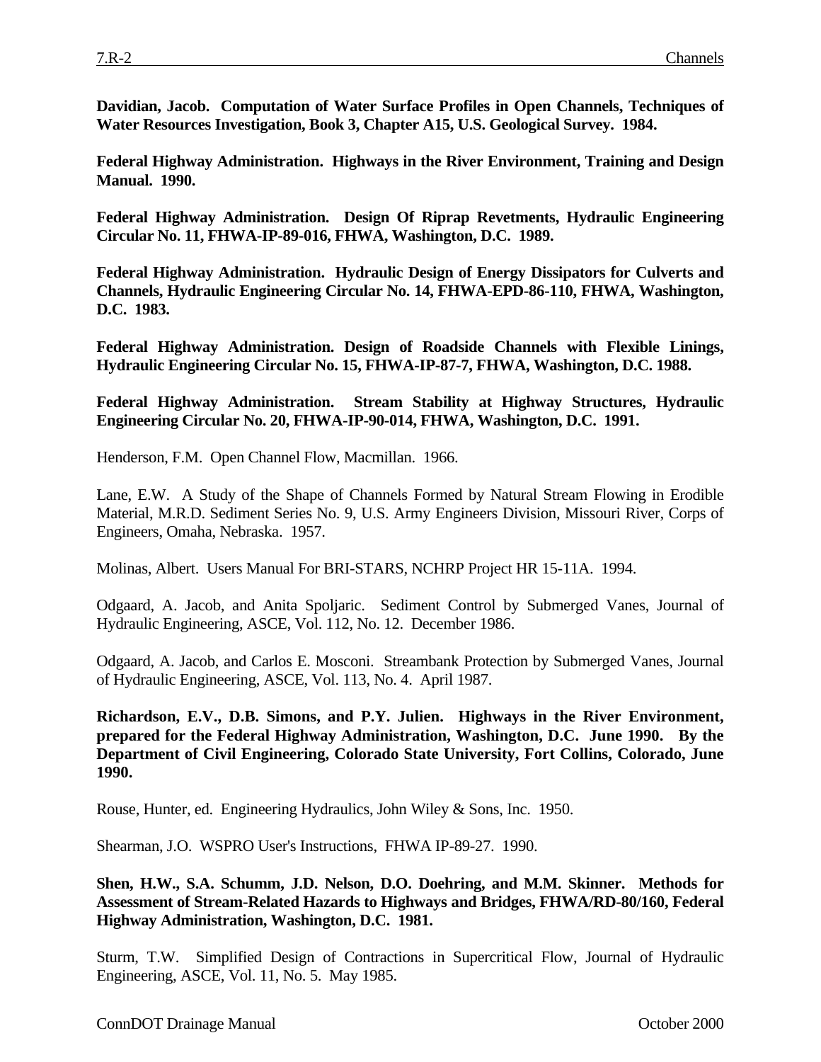**Davidian, Jacob. Computation of Water Surface Profiles in Open Channels, Techniques of Water Resources Investigation, Book 3, Chapter A15, U.S. Geological Survey. 1984.**

**Federal Highway Administration. Highways in the River Environment, Training and Design Manual. 1990.**

**Federal Highway Administration. Design Of Riprap Revetments, Hydraulic Engineering Circular No. 11, FHWA-IP-89-016, FHWA, Washington, D.C. 1989.**

**Federal Highway Administration. Hydraulic Design of Energy Dissipators for Culverts and Channels, Hydraulic Engineering Circular No. 14, FHWA-EPD-86-110, FHWA, Washington, D.C. 1983.**

**Federal Highway Administration. Design of Roadside Channels with Flexible Linings, Hydraulic Engineering Circular No. 15, FHWA-IP-87-7, FHWA, Washington, D.C. 1988.**

**Federal Highway Administration. Stream Stability at Highway Structures, Hydraulic Engineering Circular No. 20, FHWA-IP-90-014, FHWA, Washington, D.C. 1991.**

Henderson, F.M. Open Channel Flow, Macmillan. 1966.

Lane, E.W. A Study of the Shape of Channels Formed by Natural Stream Flowing in Erodible Material, M.R.D. Sediment Series No. 9, U.S. Army Engineers Division, Missouri River, Corps of Engineers, Omaha, Nebraska. 1957.

Molinas, Albert. Users Manual For BRI-STARS, NCHRP Project HR 15-11A. 1994.

Odgaard, A. Jacob, and Anita Spoljaric. Sediment Control by Submerged Vanes, Journal of Hydraulic Engineering, ASCE, Vol. 112, No. 12. December 1986.

Odgaard, A. Jacob, and Carlos E. Mosconi. Streambank Protection by Submerged Vanes, Journal of Hydraulic Engineering, ASCE, Vol. 113, No. 4. April 1987.

**Richardson, E.V., D.B. Simons, and P.Y. Julien. Highways in the River Environment, prepared for the Federal Highway Administration, Washington, D.C. June 1990. By the Department of Civil Engineering, Colorado State University, Fort Collins, Colorado, June 1990.**

Rouse, Hunter, ed. Engineering Hydraulics, John Wiley & Sons, Inc. 1950.

Shearman, J.O. WSPRO User's Instructions, FHWA IP-89-27. 1990.

**Shen, H.W., S.A. Schumm, J.D. Nelson, D.O. Doehring, and M.M. Skinner. Methods for Assessment of Stream-Related Hazards to Highways and Bridges, FHWA/RD-80/160, Federal Highway Administration, Washington, D.C. 1981.**

Sturm, T.W. Simplified Design of Contractions in Supercritical Flow, Journal of Hydraulic Engineering, ASCE, Vol. 11, No. 5. May 1985.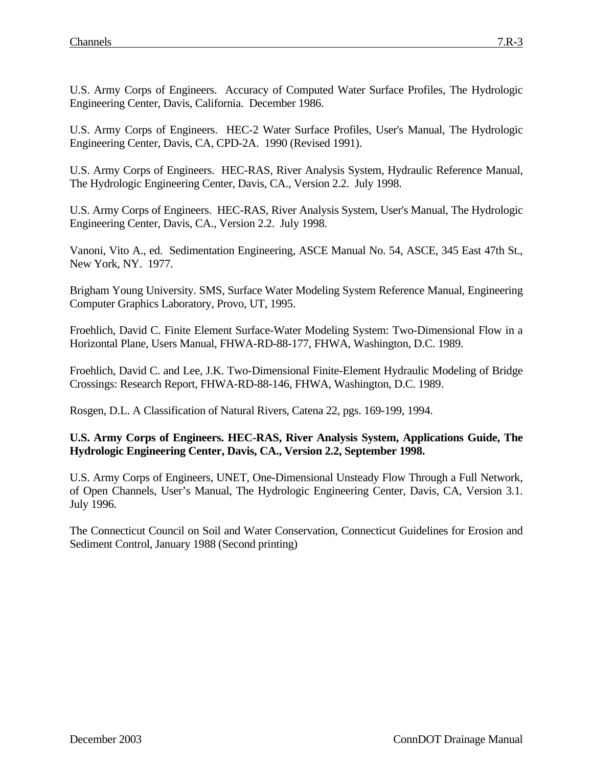U.S. Army Corps of Engineers. Accuracy of Computed Water Surface Profiles, The Hydrologic Engineering Center, Davis, California. December 1986.

U.S. Army Corps of Engineers. HEC-2 Water Surface Profiles, User's Manual, The Hydrologic Engineering Center, Davis, CA, CPD-2A. 1990 (Revised 1991).

U.S. Army Corps of Engineers. HEC-RAS, River Analysis System, Hydraulic Reference Manual, The Hydrologic Engineering Center, Davis, CA., Version 2.2. July 1998.

U.S. Army Corps of Engineers. HEC-RAS, River Analysis System, User's Manual, The Hydrologic Engineering Center, Davis, CA., Version 2.2. July 1998.

Vanoni, Vito A., ed. Sedimentation Engineering, ASCE Manual No. 54, ASCE, 345 East 47th St., New York, NY. 1977.

Brigham Young University. SMS, Surface Water Modeling System Reference Manual, Engineering Computer Graphics Laboratory, Provo, UT, 1995.

Froehlich, David C. Finite Element Surface-Water Modeling System: Two-Dimensional Flow in a Horizontal Plane, Users Manual, FHWA-RD-88-177, FHWA, Washington, D.C. 1989.

Froehlich, David C. and Lee, J.K. Two-Dimensional Finite-Element Hydraulic Modeling of Bridge Crossings: Research Report, FHWA-RD-88-146, FHWA, Washington, D.C. 1989.

Rosgen, D.L. A Classification of Natural Rivers, Catena 22, pgs. 169-199, 1994.

**U.S. Army Corps of Engineers. HEC-RAS, River Analysis System, Applications Guide, The Hydrologic Engineering Center, Davis, CA., Version 2.2, September 1998.**

U.S. Army Corps of Engineers, UNET, One-Dimensional Unsteady Flow Through a Full Network, of Open Channels, User's Manual, The Hydrologic Engineering Center, Davis, CA, Version 3.1. July 1996.

The Connecticut Council on Soil and Water Conservation, Connecticut Guidelines for Erosion and Sediment Control, January 1988 (Second printing)